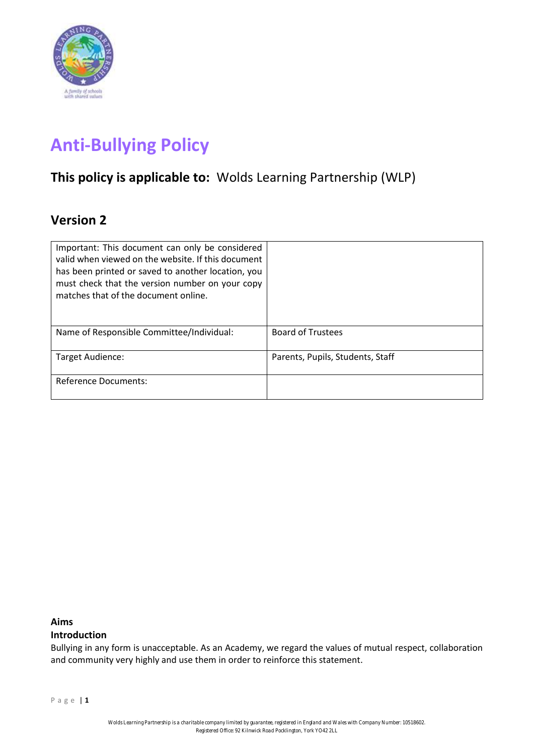# Anti-Bullying Policy

## This policy is applicable to: Wolds Learning Partnership (WLP)

## Version 2

| Important: This document can only be considered valid when viewed on the website. If this document has been printed or saved to another location, you must check that the version number on your copy matches that of the document online. | |
|---|---|
| Name of Responsible Committee/Individual: | Board of Trustees |
| Target Audience: | Parents, Pupils, Students, Staff |
| Reference Documents: | |

**Aims**

**Introduction**

Bullying in any form is unacceptable. As an Academy, we regard the values of mutual respect, collaboration and community very highly and use them in order to reinforce this statement.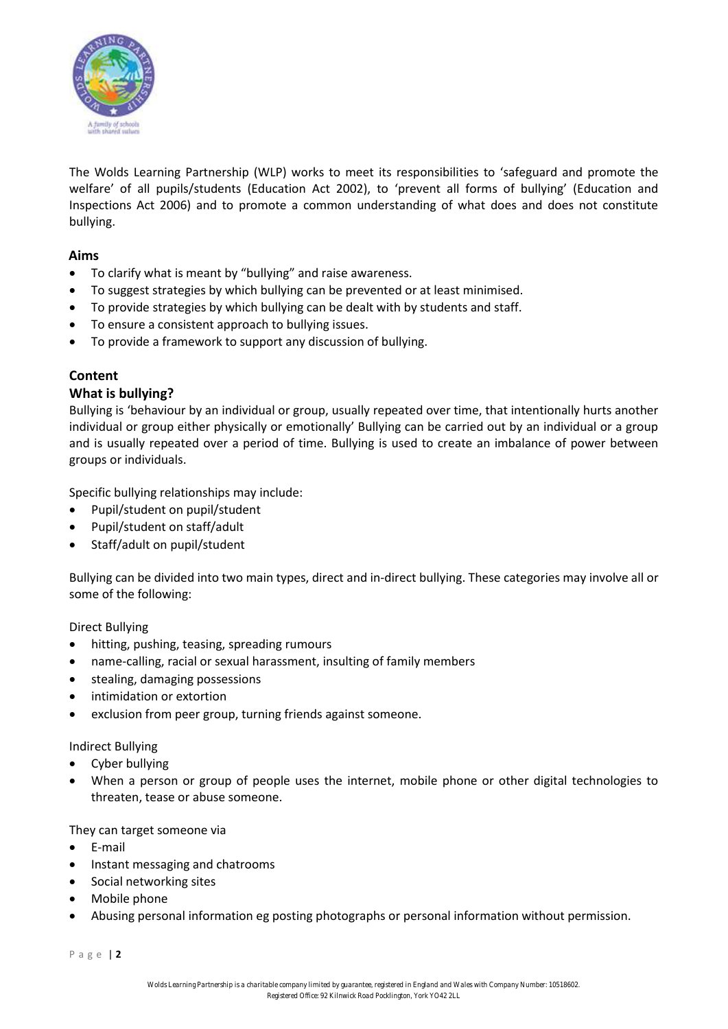The Wolds Learning Partnership (WLP) works to meet its responsibilities to 'safeguard and promote the welfare' of all pupils/students (Education Act 2002), to 'prevent all forms of bullying' (Education and Inspections Act 2006) and to promote a common understanding of what does and does not constitute bullying.

## Aims

- To clarify what is meant by "bullying" and raise awareness.
- To suggest strategies by which bullying can be prevented or at least minimised.
- To provide strategies by which bullying can be dealt with by students and staff.
- To ensure a consistent approach to bullying issues.
- To provide a framework to support any discussion of bullying.

## Content

### What is bullying?

Bullying is 'behaviour by an individual or group, usually repeated over time, that intentionally hurts another individual or group either physically or emotionally' Bullying can be carried out by an individual or a group and is usually repeated over a period of time. Bullying is used to create an imbalance of power between groups or individuals.

Specific bullying relationships may include:

- Pupil/student on pupil/student
- Pupil/student on staff/adult
- Staff/adult on pupil/student

Bullying can be divided into two main types, direct and in-direct bullying. These categories may involve all or some of the following:

Direct Bullying

- hitting, pushing, teasing, spreading rumours
- name-calling, racial or sexual harassment, insulting of family members
- stealing, damaging possessions
- intimidation or extortion
- exclusion from peer group, turning friends against someone.

Indirect Bullying

- Cyber bullying
- When a person or group of people uses the internet, mobile phone or other digital technologies to threaten, tease or abuse someone.

They can target someone via

- E-mail
- Instant messaging and chatrooms
- Social networking sites
- Mobile phone
- Abusing personal information eg posting photographs or personal information without permission.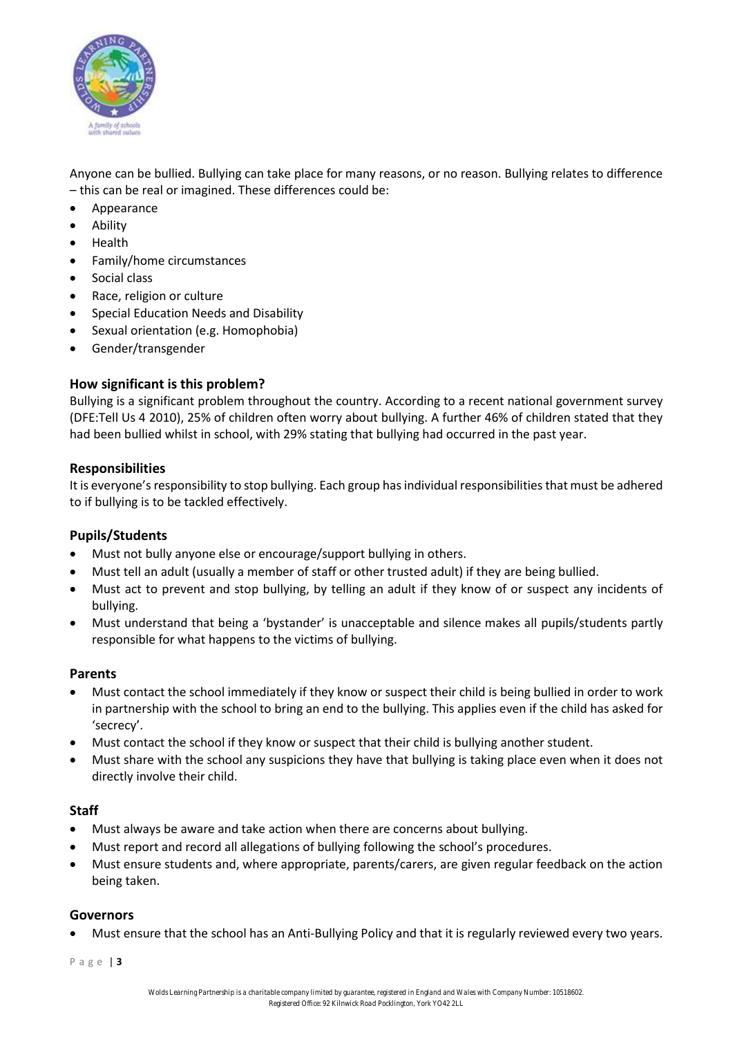Anyone can be bullied. Bullying can take place for many reasons, or no reason. Bullying relates to difference – this can be real or imagined. These differences could be:

- Appearance
- Ability
- Health
- Family/home circumstances
- Social class
- Race, religion or culture
- Special Education Needs and Disability
- Sexual orientation (e.g. Homophobia)
- Gender/transgender

### How significant is this problem?

Bullying is a significant problem throughout the country. According to a recent national government survey (DFE:Tell Us 4 2010), 25% of children often worry about bullying. A further 46% of children stated that they had been bullied whilst in school, with 29% stating that bullying had occurred in the past year.

### Responsibilities

It is everyone's responsibility to stop bullying. Each group has individual responsibilities that must be adhered to if bullying is to be tackled effectively.

### Pupils/Students

- Must not bully anyone else or encourage/support bullying in others.
- Must tell an adult (usually a member of staff or other trusted adult) if they are being bullied.
- Must act to prevent and stop bullying, by telling an adult if they know of or suspect any incidents of bullying.
- Must understand that being a 'bystander' is unacceptable and silence makes all pupils/students partly responsible for what happens to the victims of bullying.

### Parents

- Must contact the school immediately if they know or suspect their child is being bullied in order to work in partnership with the school to bring an end to the bullying. This applies even if the child has asked for 'secrecy'.
- Must contact the school if they know or suspect that their child is bullying another student.
- Must share with the school any suspicions they have that bullying is taking place even when it does not directly involve their child.

### Staff

- Must always be aware and take action when there are concerns about bullying.
- Must report and record all allegations of bullying following the school's procedures.
- Must ensure students and, where appropriate, parents/carers, are given regular feedback on the action being taken.

### Governors

- Must ensure that the school has an Anti-Bullying Policy and that it is regularly reviewed every two years.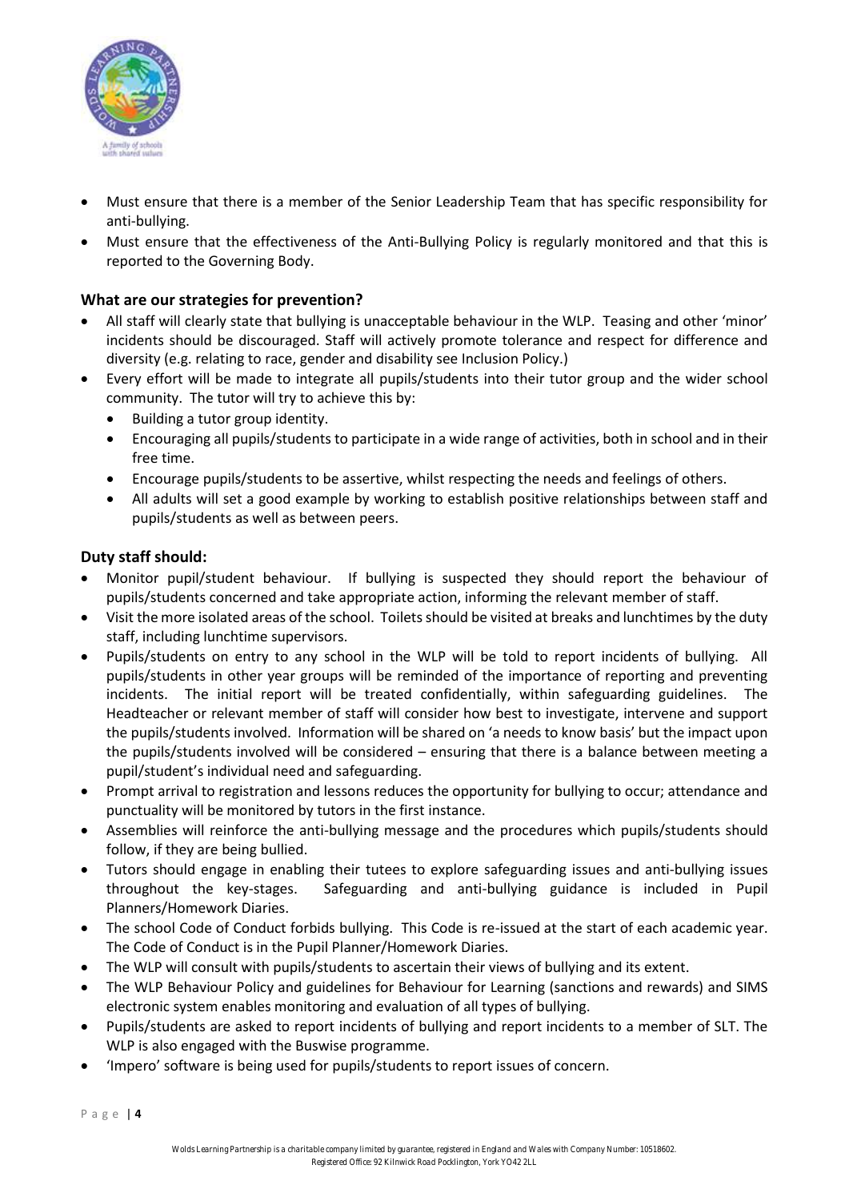- Must ensure that there is a member of the Senior Leadership Team that has specific responsibility for anti-bullying.
- Must ensure that the effectiveness of the Anti-Bullying Policy is regularly monitored and that this is reported to the Governing Body.

### What are our strategies for prevention?

- All staff will clearly state that bullying is unacceptable behaviour in the WLP. Teasing and other 'minor' incidents should be discouraged. Staff will actively promote tolerance and respect for difference and diversity (e.g. relating to race, gender and disability see Inclusion Policy.)
- Every effort will be made to integrate all pupils/students into their tutor group and the wider school community. The tutor will try to achieve this by:
  - Building a tutor group identity.
  - Encouraging all pupils/students to participate in a wide range of activities, both in school and in their free time.
  - Encourage pupils/students to be assertive, whilst respecting the needs and feelings of others.
  - All adults will set a good example by working to establish positive relationships between staff and pupils/students as well as between peers.

### Duty staff should:

- Monitor pupil/student behaviour. If bullying is suspected they should report the behaviour of pupils/students concerned and take appropriate action, informing the relevant member of staff.
- Visit the more isolated areas of the school. Toilets should be visited at breaks and lunchtimes by the duty staff, including lunchtime supervisors.
- Pupils/students on entry to any school in the WLP will be told to report incidents of bullying. All pupils/students in other year groups will be reminded of the importance of reporting and preventing incidents. The initial report will be treated confidentially, within safeguarding guidelines. The Headteacher or relevant member of staff will consider how best to investigate, intervene and support the pupils/students involved. Information will be shared on 'a needs to know basis' but the impact upon the pupils/students involved will be considered – ensuring that there is a balance between meeting a pupil/student's individual need and safeguarding.
- Prompt arrival to registration and lessons reduces the opportunity for bullying to occur; attendance and punctuality will be monitored by tutors in the first instance.
- Assemblies will reinforce the anti-bullying message and the procedures which pupils/students should follow, if they are being bullied.
- Tutors should engage in enabling their tutees to explore safeguarding issues and anti-bullying issues throughout the key-stages. Safeguarding and anti-bullying guidance is included in Pupil Planners/Homework Diaries.
- The school Code of Conduct forbids bullying. This Code is re-issued at the start of each academic year. The Code of Conduct is in the Pupil Planner/Homework Diaries.
- The WLP will consult with pupils/students to ascertain their views of bullying and its extent.
- The WLP Behaviour Policy and guidelines for Behaviour for Learning (sanctions and rewards) and SIMS electronic system enables monitoring and evaluation of all types of bullying.
- Pupils/students are asked to report incidents of bullying and report incidents to a member of SLT. The WLP is also engaged with the Buswise programme.
- 'Impero' software is being used for pupils/students to report issues of concern.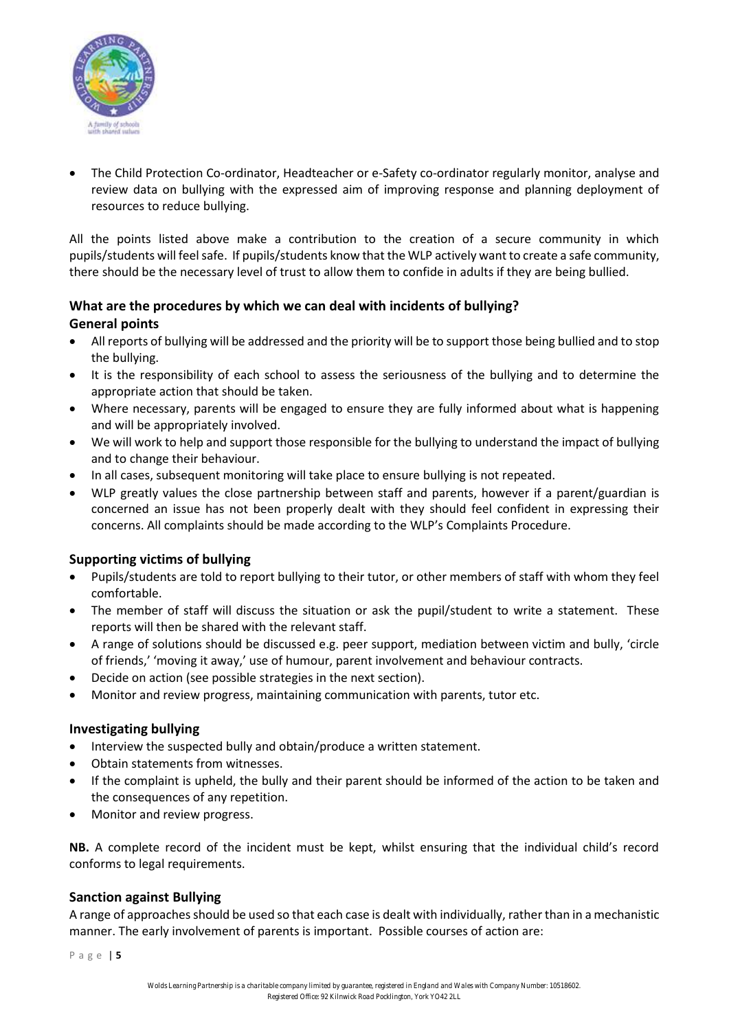- The Child Protection Co-ordinator, Headteacher or e-Safety co-ordinator regularly monitor, analyse and review data on bullying with the expressed aim of improving response and planning deployment of resources to reduce bullying.

All the points listed above make a contribution to the creation of a secure community in which pupils/students will feel safe. If pupils/students know that the WLP actively want to create a safe community, there should be the necessary level of trust to allow them to confide in adults if they are being bullied.

### What are the procedures by which we can deal with incidents of bullying?

#### General points

- All reports of bullying will be addressed and the priority will be to support those being bullied and to stop the bullying.
- It is the responsibility of each school to assess the seriousness of the bullying and to determine the appropriate action that should be taken.
- Where necessary, parents will be engaged to ensure they are fully informed about what is happening and will be appropriately involved.
- We will work to help and support those responsible for the bullying to understand the impact of bullying and to change their behaviour.
- In all cases, subsequent monitoring will take place to ensure bullying is not repeated.
- WLP greatly values the close partnership between staff and parents, however if a parent/guardian is concerned an issue has not been properly dealt with they should feel confident in expressing their concerns. All complaints should be made according to the WLP's Complaints Procedure.

#### Supporting victims of bullying

- Pupils/students are told to report bullying to their tutor, or other members of staff with whom they feel comfortable.
- The member of staff will discuss the situation or ask the pupil/student to write a statement. These reports will then be shared with the relevant staff.
- A range of solutions should be discussed e.g. peer support, mediation between victim and bully, 'circle of friends,' 'moving it away,' use of humour, parent involvement and behaviour contracts.
- Decide on action (see possible strategies in the next section).
- Monitor and review progress, maintaining communication with parents, tutor etc.

#### Investigating bullying

- Interview the suspected bully and obtain/produce a written statement.
- Obtain statements from witnesses.
- If the complaint is upheld, the bully and their parent should be informed of the action to be taken and the consequences of any repetition.
- Monitor and review progress.

**NB.** A complete record of the incident must be kept, whilst ensuring that the individual child's record conforms to legal requirements.

#### Sanction against Bullying

A range of approaches should be used so that each case is dealt with individually, rather than in a mechanistic manner. The early involvement of parents is important. Possible courses of action are: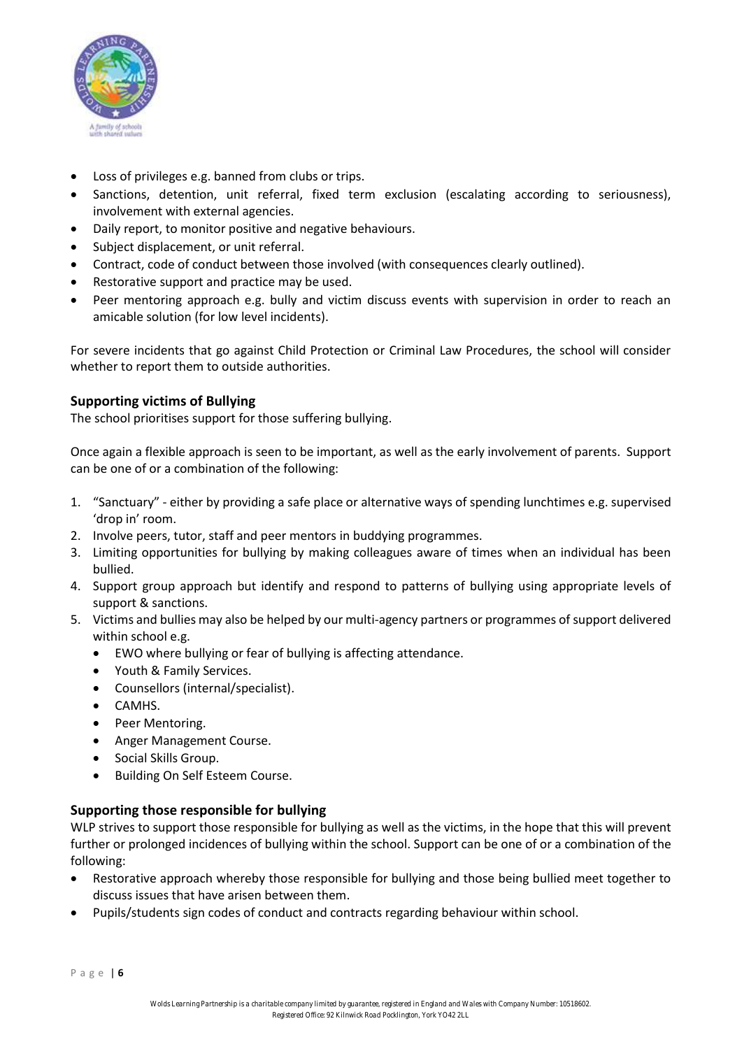- Loss of privileges e.g. banned from clubs or trips.
- Sanctions, detention, unit referral, fixed term exclusion (escalating according to seriousness), involvement with external agencies.
- Daily report, to monitor positive and negative behaviours.
- Subject displacement, or unit referral.
- Contract, code of conduct between those involved (with consequences clearly outlined).
- Restorative support and practice may be used.
- Peer mentoring approach e.g. bully and victim discuss events with supervision in order to reach an amicable solution (for low level incidents).

For severe incidents that go against Child Protection or Criminal Law Procedures, the school will consider whether to report them to outside authorities.

### Supporting victims of Bullying

The school prioritises support for those suffering bullying.

Once again a flexible approach is seen to be important, as well as the early involvement of parents. Support can be one of or a combination of the following:

1. "Sanctuary" - either by providing a safe place or alternative ways of spending lunchtimes e.g. supervised 'drop in' room.
2. Involve peers, tutor, staff and peer mentors in buddying programmes.
3. Limiting opportunities for bullying by making colleagues aware of times when an individual has been bullied.
4. Support group approach but identify and respond to patterns of bullying using appropriate levels of support & sanctions.
5. Victims and bullies may also be helped by our multi-agency partners or programmes of support delivered within school e.g.
   - EWO where bullying or fear of bullying is affecting attendance.
   - Youth & Family Services.
   - Counsellors (internal/specialist).
   - CAMHS.
   - Peer Mentoring.
   - Anger Management Course.
   - Social Skills Group.
   - Building On Self Esteem Course.

### Supporting those responsible for bullying

WLP strives to support those responsible for bullying as well as the victims, in the hope that this will prevent further or prolonged incidences of bullying within the school. Support can be one of or a combination of the following:

- Restorative approach whereby those responsible for bullying and those being bullied meet together to discuss issues that have arisen between them.
- Pupils/students sign codes of conduct and contracts regarding behaviour within school.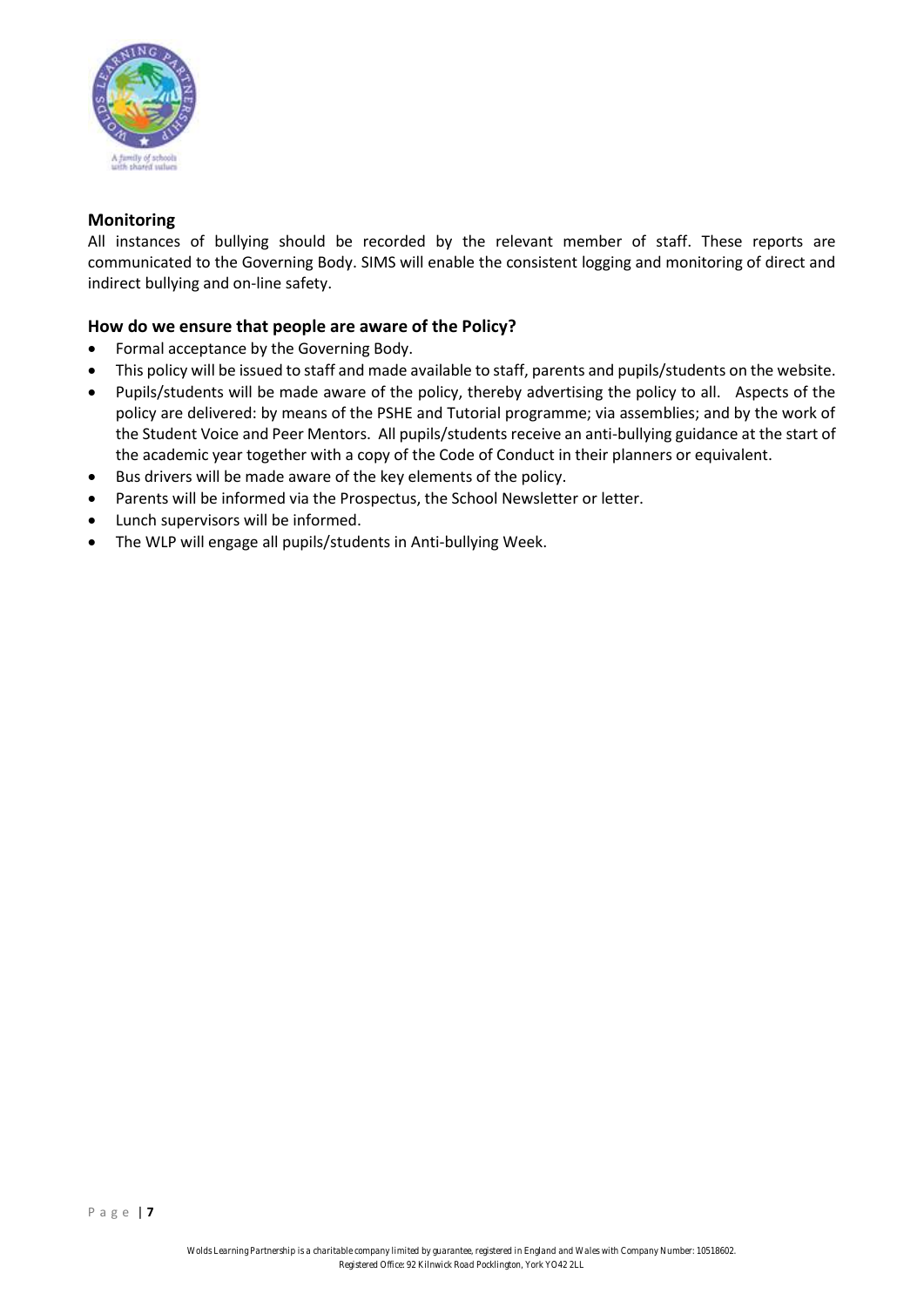## Monitoring

All instances of bullying should be recorded by the relevant member of staff. These reports are communicated to the Governing Body. SIMS will enable the consistent logging and monitoring of direct and indirect bullying and on-line safety.

## How do we ensure that people are aware of the Policy?

- Formal acceptance by the Governing Body.
- This policy will be issued to staff and made available to staff, parents and pupils/students on the website.
- Pupils/students will be made aware of the policy, thereby advertising the policy to all. Aspects of the policy are delivered: by means of the PSHE and Tutorial programme; via assemblies; and by the work of the Student Voice and Peer Mentors. All pupils/students receive an anti-bullying guidance at the start of the academic year together with a copy of the Code of Conduct in their planners or equivalent.
- Bus drivers will be made aware of the key elements of the policy.
- Parents will be informed via the Prospectus, the School Newsletter or letter.
- Lunch supervisors will be informed.
- The WLP will engage all pupils/students in Anti-bullying Week.